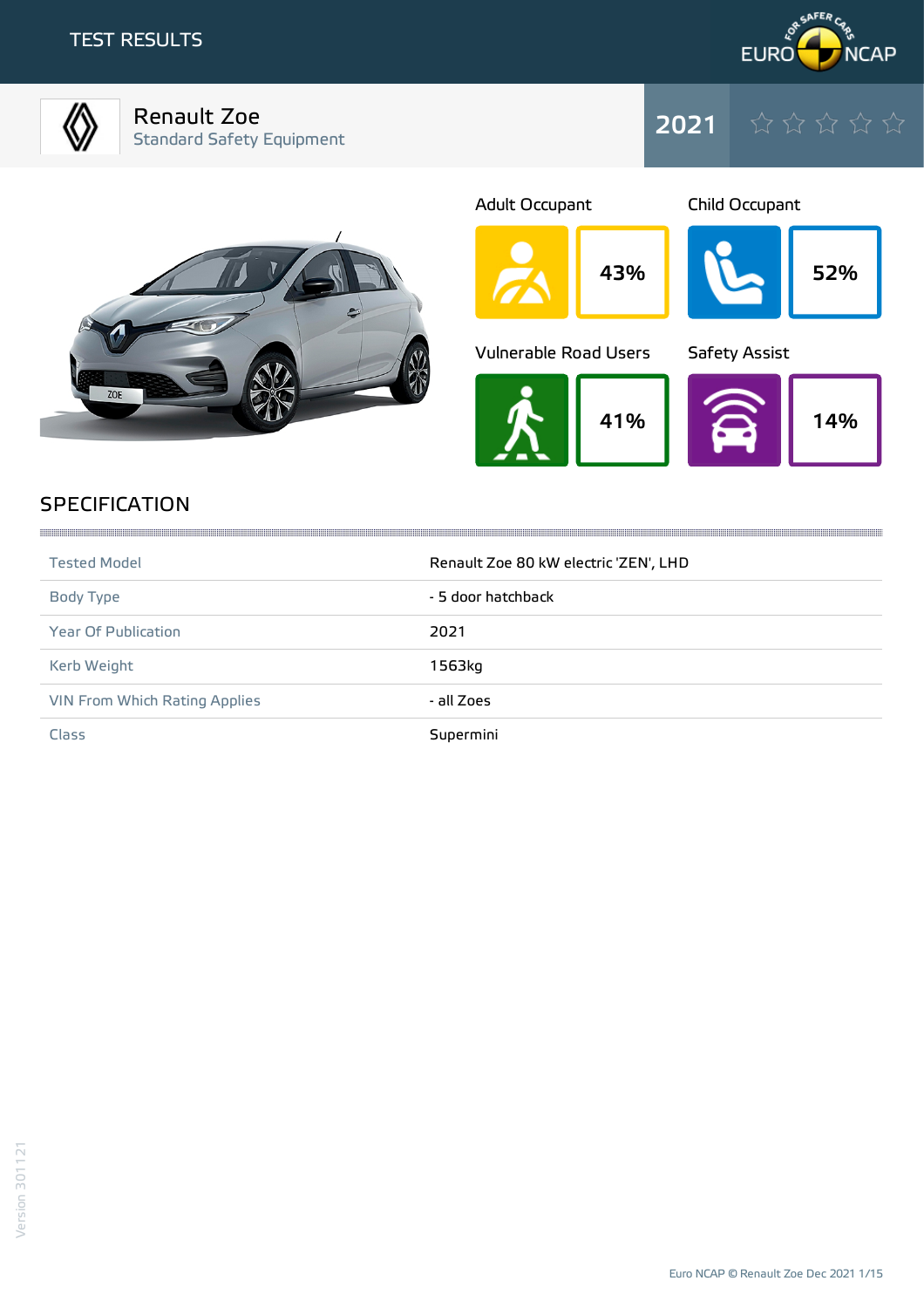# TEST RESULTS

## Renault Zoe

Standard Safety Equipment

**2021**

| Adult Occupant | Child Occupant |
|---|---|
| 43% | 52% |

| Vulnerable Road Users | Safety Assist |
|---|---|
| 41% | 14% |

## SPECIFICATION

| | |
|---|---|
| Tested Model | Renault Zoe 80 kW electric 'ZEN', LHD |
| Body Type | - 5 door hatchback |
| Year Of Publication | 2021 |
| Kerb Weight | 1563kg |
| VIN From Which Rating Applies | - all Zoes |
| Class | Supermini |

Version 301121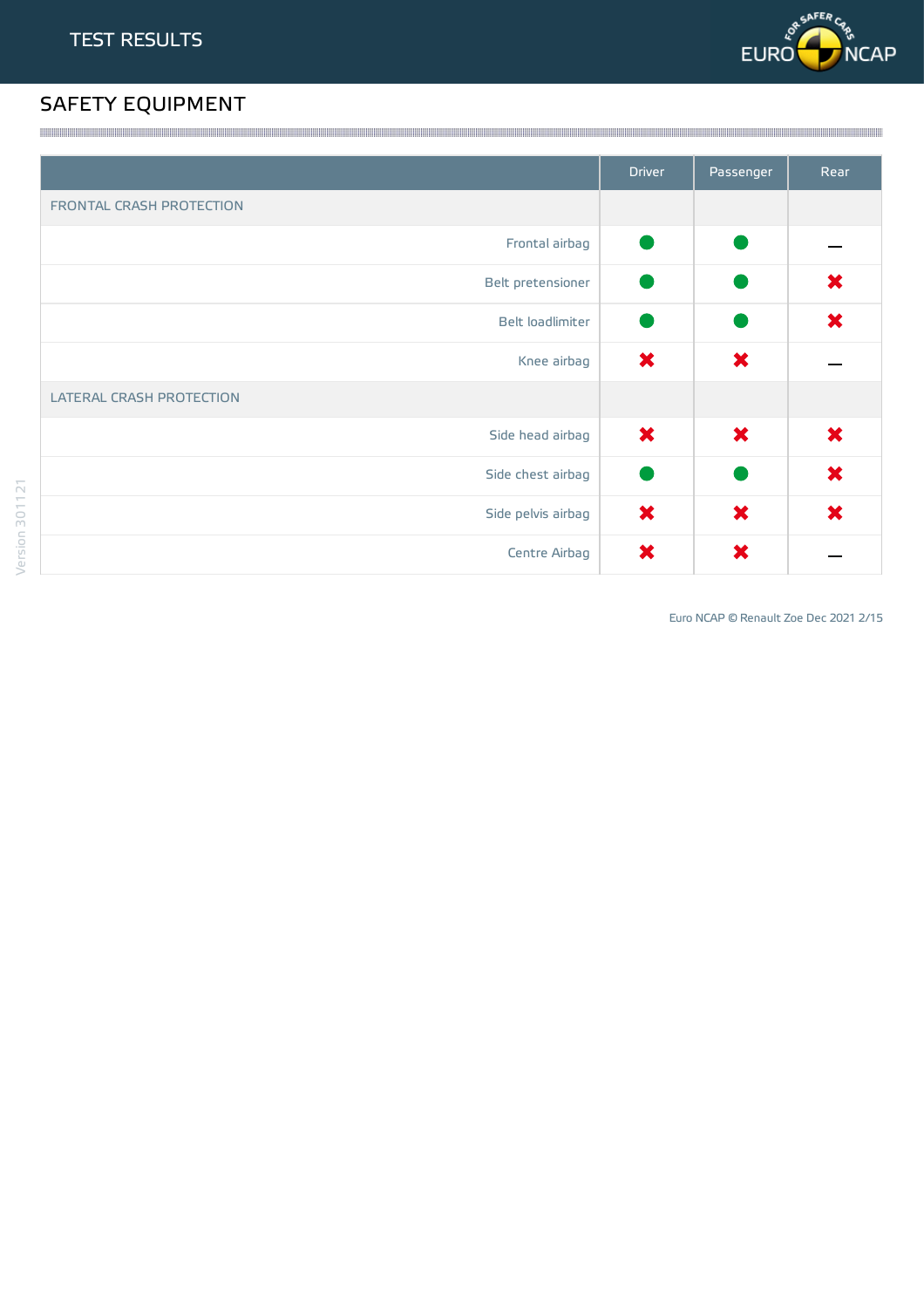## TEST RESULTS

# SAFETY EQUIPMENT

| | Driver | Passenger | Rear |
|---|---|---|---|
| FRONTAL CRASH PROTECTION | | | |
| Frontal airbag | ● | ● | — |
| Belt pretensioner | ● | ● | ✖ |
| Belt loadlimiter | ● | ● | ✖ |
| Knee airbag | ✖ | ✖ | — |
| LATERAL CRASH PROTECTION | | | |
| Side head airbag | ✖ | ✖ | ✖ |
| Side chest airbag | ● | ● | ✖ |
| Side pelvis airbag | ✖ | ✖ | ✖ |
| Centre Airbag | ✖ | ✖ | — |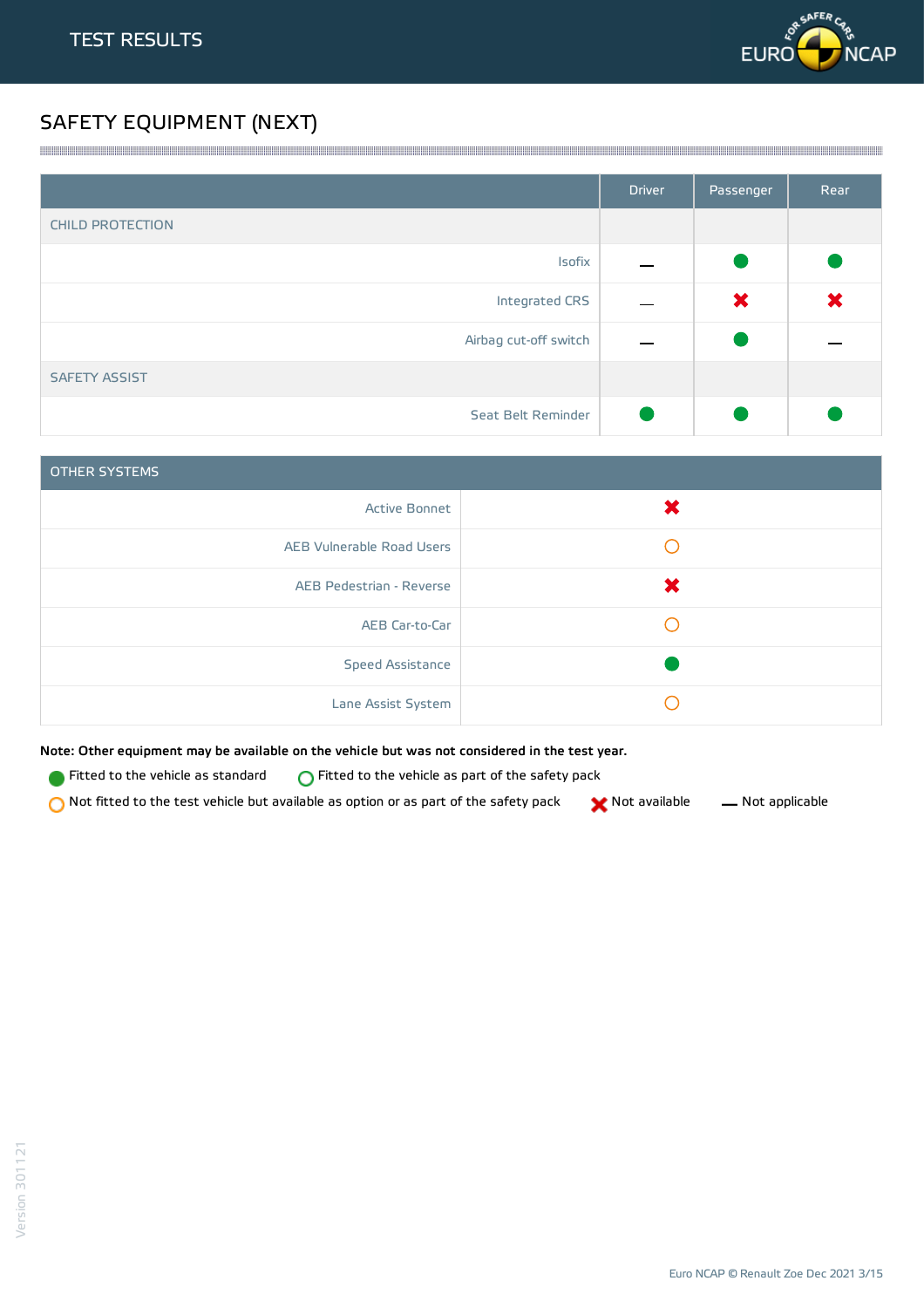# TEST RESULTS

## SAFETY EQUIPMENT (NEXT)

| | Driver | Passenger | Rear |
|---|---|---|---|
| **CHILD PROTECTION** | | | |
| Isofix | — | ● Fitted to the vehicle as standard | ● Fitted to the vehicle as standard |
| Integrated CRS | — | ✖ Not available | ✖ Not available |
| Airbag cut-off switch | — | ● Fitted to the vehicle as standard | — |
| **SAFETY ASSIST** | | | |
| Seat Belt Reminder | ● Fitted to the vehicle as standard | ● Fitted to the vehicle as standard | ● Fitted to the vehicle as standard |

| OTHER SYSTEMS | |
|---|---|
| Active Bonnet | ✖ Not available |
| AEB Vulnerable Road Users | ○ Not fitted to the test vehicle but available as option or as part of the safety pack |
| AEB Pedestrian - Reverse | ✖ Not available |
| AEB Car-to-Car | ○ Not fitted to the test vehicle but available as option or as part of the safety pack |
| Speed Assistance | ● Fitted to the vehicle as standard |
| Lane Assist System | ○ Not fitted to the test vehicle but available as option or as part of the safety pack |

**Note: Other equipment may be available on the vehicle but was not considered in the test year.**

● Fitted to the vehicle as standard  ○ Fitted to the vehicle as part of the safety pack

○ Not fitted to the test vehicle but available as option or as part of the safety pack  ✖ Not available  — Not applicable

Version 301121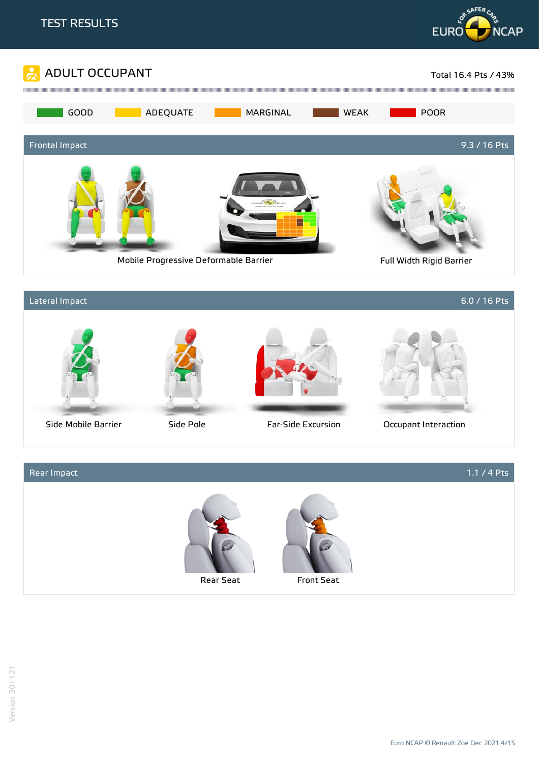# TEST RESULTS

## ADULT OCCUPANT

Total 16.4 Pts / 43%

GOOD | ADEQUATE | MARGINAL | WEAK | POOR

### Frontal Impact

9.3 / 16 Pts

Mobile Progressive Deformable Barrier

Full Width Rigid Barrier

### Lateral Impact

6.0 / 16 Pts

Side Mobile Barrier

Side Pole

Far-Side Excursion

Occupant Interaction

### Rear Impact

1.1 / 4 Pts

Rear Seat

Front Seat

Version 301121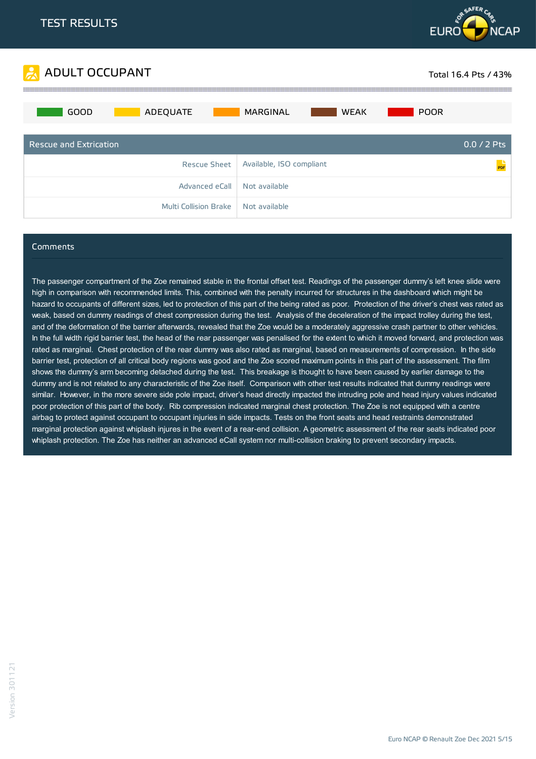# TEST RESULTS

## ADULT OCCUPANT

Total 16.4 Pts / 43%

GOOD | ADEQUATE | MARGINAL | WEAK | POOR

| Rescue and Extrication | 0.0 / 2 Pts |
|---|---|
| Rescue Sheet | Available, ISO compliant |
| Advanced eCall | Not available |
| Multi Collision Brake | Not available |

### Comments

The passenger compartment of the Zoe remained stable in the frontal offset test. Readings of the passenger dummy's left knee slide were high in comparison with recommended limits. This, combined with the penalty incurred for structures in the dashboard which might be hazard to occupants of different sizes, led to protection of this part of the being rated as poor. Protection of the driver's chest was rated as weak, based on dummy readings of chest compression during the test. Analysis of the deceleration of the impact trolley during the test, and of the deformation of the barrier afterwards, revealed that the Zoe would be a moderately aggressive crash partner to other vehicles. In the full width rigid barrier test, the head of the rear passenger was penalised for the extent to which it moved forward, and protection was rated as marginal. Chest protection of the rear dummy was also rated as marginal, based on measurements of compression. In the side barrier test, protection of all critical body regions was good and the Zoe scored maximum points in this part of the assessment. The film shows the dummy's arm becoming detached during the test. This breakage is thought to have been caused by earlier damage to the dummy and is not related to any characteristic of the Zoe itself. Comparison with other test results indicated that dummy readings were similar. However, in the more severe side pole impact, driver's head directly impacted the intruding pole and head injury values indicated poor protection of this part of the body. Rib compression indicated marginal chest protection. The Zoe is not equipped with a centre airbag to protect against occupant to occupant injuries in side impacts. Tests on the front seats and head restraints demonstrated marginal protection against whiplash injures in the event of a rear-end collision. A geometric assessment of the rear seats indicated poor whiplash protection. The Zoe has neither an advanced eCall system nor multi-collision braking to prevent secondary impacts.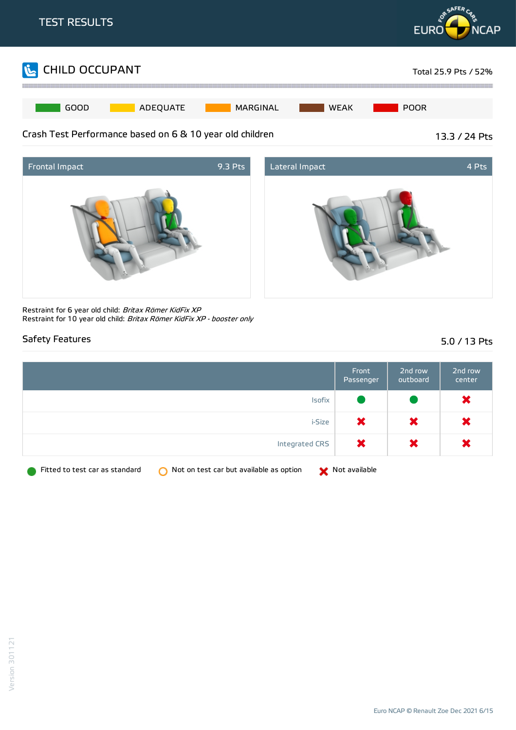# TEST RESULTS

## CHILD OCCUPANT

Total 25.9 Pts / 52%

GOOD | ADEQUATE | MARGINAL | WEAK | POOR

### Crash Test Performance based on 6 & 10 year old children

13.3 / 24 Pts

| Frontal Impact | 9.3 Pts |
|---|---|

| Lateral Impact | 4 Pts |
|---|---|

Restraint for 6 year old child: *Britax Römer KidFix XP*
Restraint for 10 year old child: *Britax Römer KidFix XP - booster only*

### Safety Features

5.0 / 13 Pts

| | Front Passenger | 2nd row outboard | 2nd row center |
|---|---|---|---|
| Isofix | Fitted to test car as standard | Fitted to test car as standard | Not available |
| i-Size | Not available | Not available | Not available |
| Integrated CRS | Not available | Not available | Not available |

Fitted to test car as standard | Not on test car but available as option | Not available

Version 301121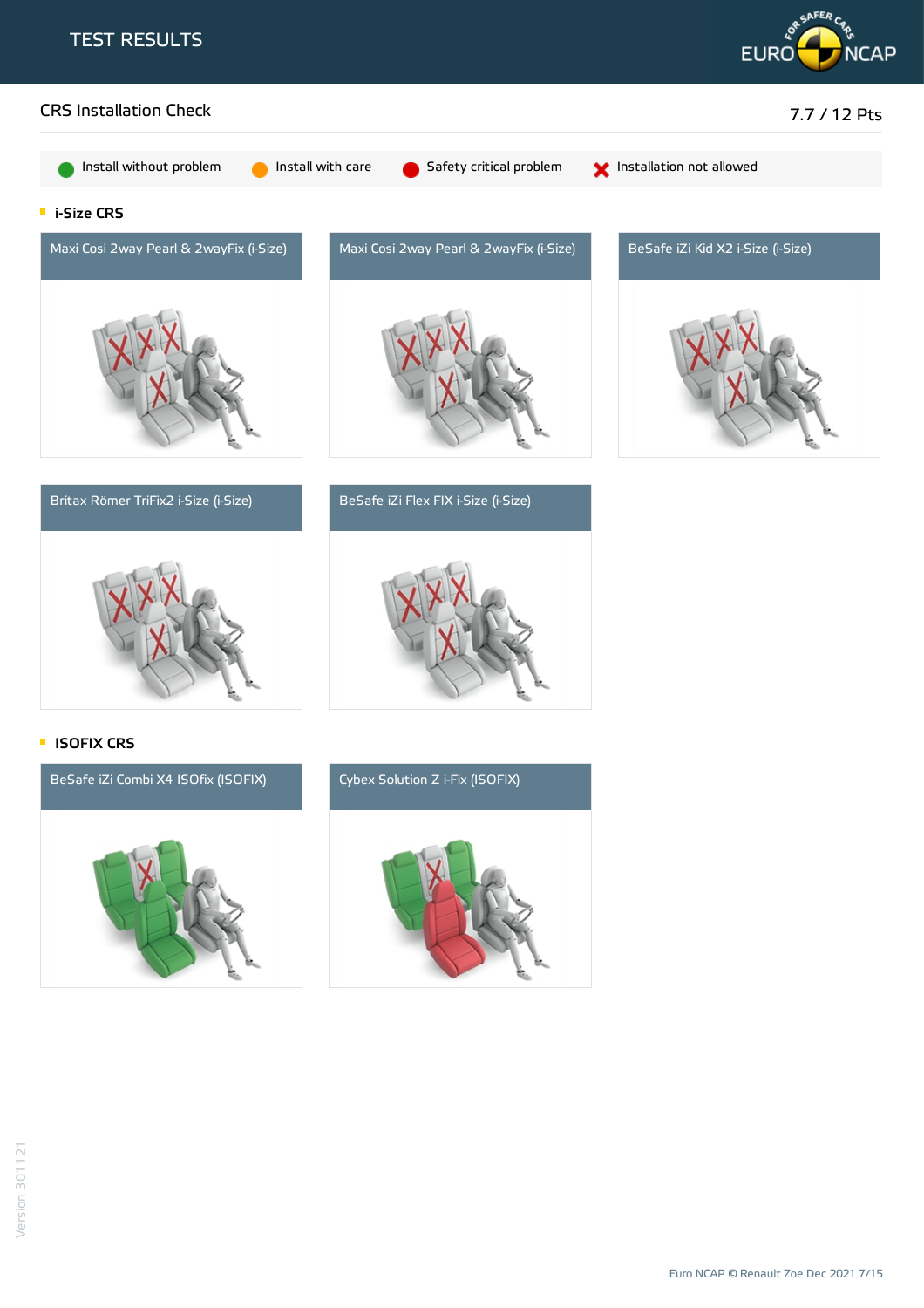# TEST RESULTS

## CRS Installation Check

7.7 / 12 Pts

Install without problem | Install with care | Safety critical problem | Installation not allowed

### i-Size CRS

Maxi Cosi 2way Pearl & 2wayFix (i-Size)

Maxi Cosi 2way Pearl & 2wayFix (i-Size)

BeSafe iZi Kid X2 i-Size (i-Size)

Britax Römer TriFix2 i-Size (i-Size)

BeSafe iZi Flex FIX i-Size (i-Size)

### ISOFIX CRS

BeSafe iZi Combi X4 ISOfix (ISOFIX)

Cybex Solution Z i-Fix (ISOFIX)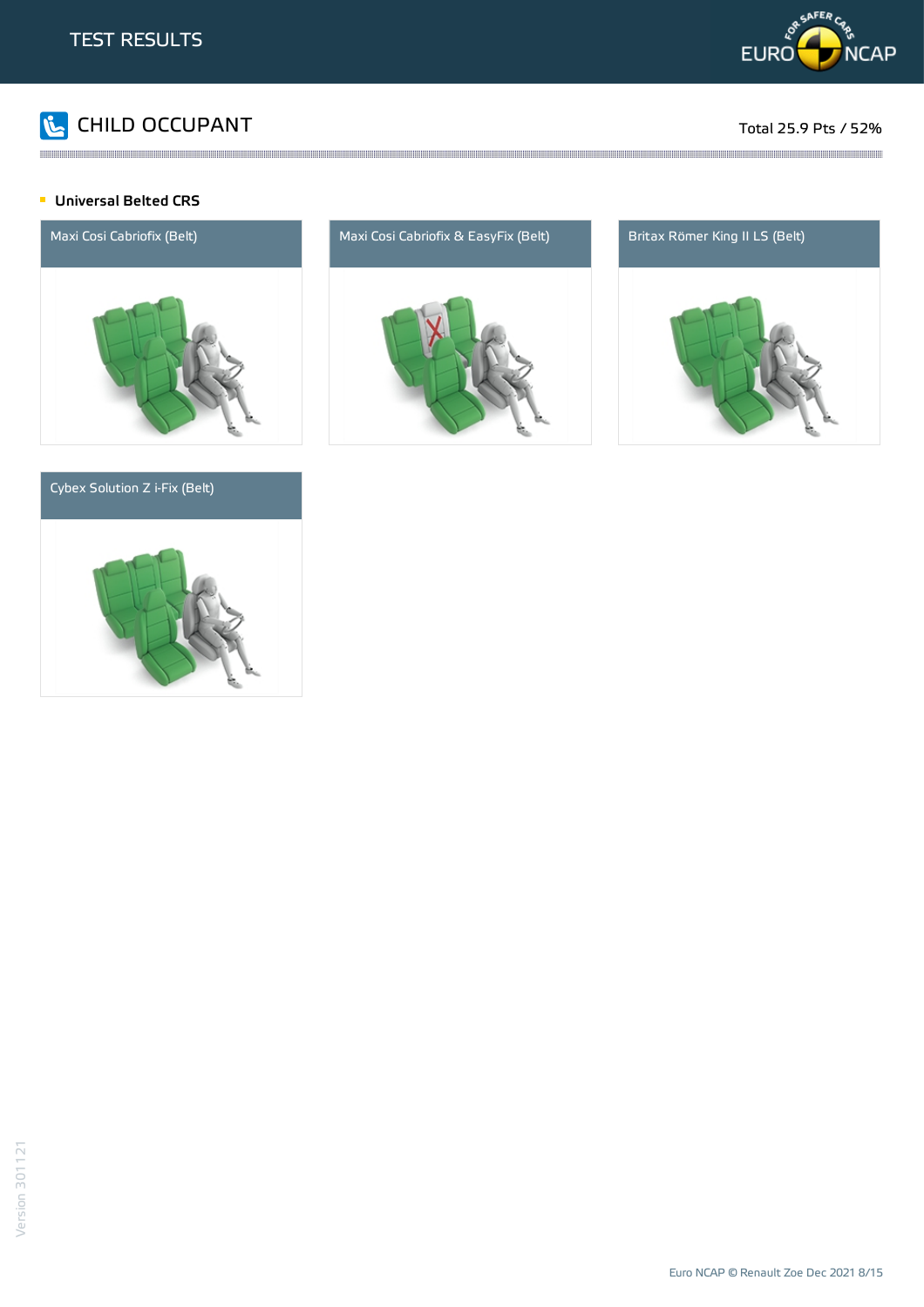# CHILD OCCUPANT

Total 25.9 Pts / 52%

### Universal Belted CRS

Maxi Cosi Cabriofix (Belt)

Maxi Cosi Cabriofix & EasyFix (Belt)

Britax Römer King II LS (Belt)

Cybex Solution Z i-Fix (Belt)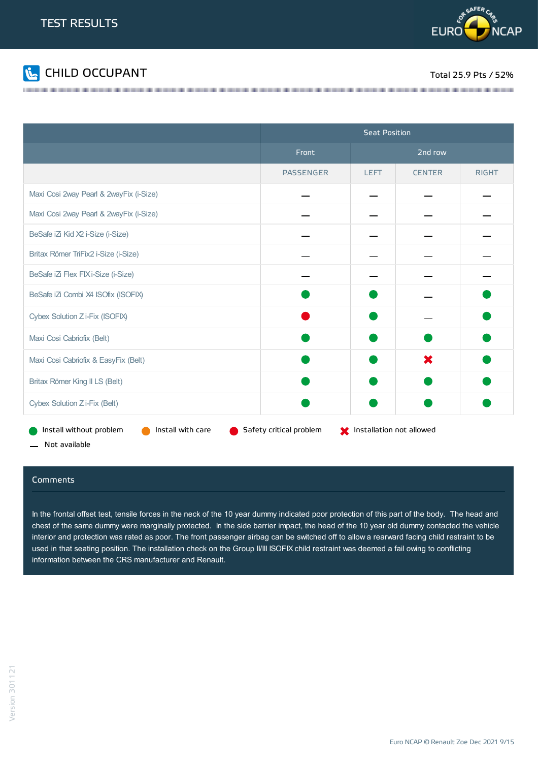# TEST RESULTS

## CHILD OCCUPANT

Total 25.9 Pts / 52%

| | Seat Position | | | |
|---|---|---|---|---|
| | Front | 2nd row | | |
| | PASSENGER | LEFT | CENTER | RIGHT |
| Maxi Cosi 2way Pearl & 2wayFix (i-Size) | — | — | — | — |
| Maxi Cosi 2way Pearl & 2wayFix (i-Size) | — | — | — | — |
| BeSafe iZi Kid X2 i-Size (i-Size) | — | — | — | — |
| Britax Römer TriFix2 i-Size (i-Size) | — | — | — | — |
| BeSafe iZi Flex FIX i-Size (i-Size) | — | — | — | — |
| BeSafe iZi Combi X4 ISOfix (ISOFIX) | Install without problem | Install without problem | — | Install without problem |
| Cybex Solution Z i-Fix (ISOFIX) | Safety critical problem | Install without problem | — | Install without problem |
| Maxi Cosi Cabriofix (Belt) | Install without problem | Install without problem | Install without problem | Install without problem |
| Maxi Cosi Cabriofix & EasyFix (Belt) | Install without problem | Install without problem | Installation not allowed | Install without problem |
| Britax Römer King II LS (Belt) | Install without problem | Install without problem | Install without problem | Install without problem |
| Cybex Solution Z i-Fix (Belt) | Install without problem | Install without problem | Install without problem | Install without problem |

Install without problem · Install with care · Safety critical problem · Installation not allowed · — Not available

### Comments

In the frontal offset test, tensile forces in the neck of the 10 year dummy indicated poor protection of this part of the body. The head and chest of the same dummy were marginally protected. In the side barrier impact, the head of the 10 year old dummy contacted the vehicle interior and protection was rated as poor. The front passenger airbag can be switched off to allow a rearward facing child restraint to be used in that seating position. The installation check on the Group II/III ISOFIX child restraint was deemed a fail owing to conflicting information between the CRS manufacturer and Renault.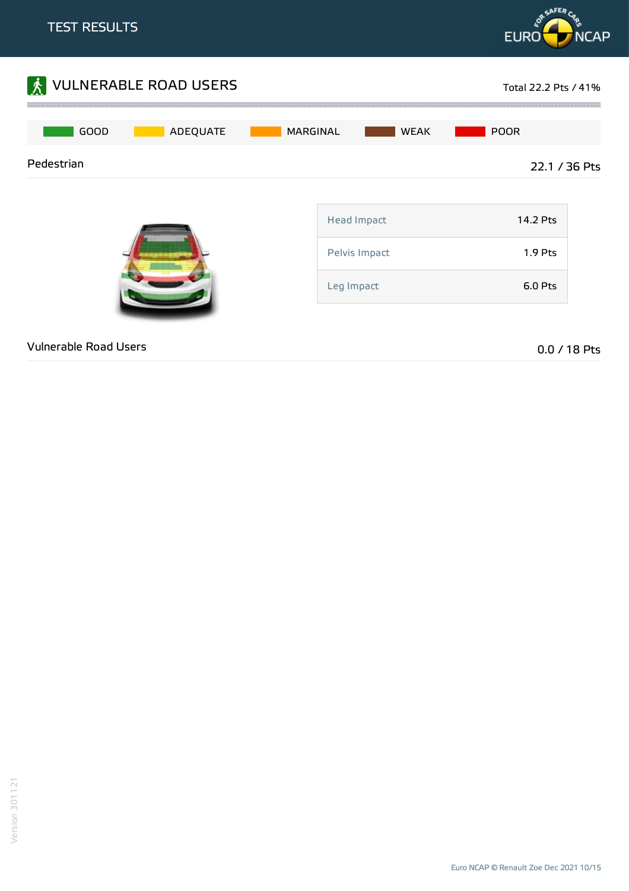# TEST RESULTS

## VULNERABLE ROAD USERS

Total 22.2 Pts / 41%

GOOD | ADEQUATE | MARGINAL | WEAK | POOR

### Pedestrian

22.1 / 36 Pts

| Impact | Points |
|---|---|
| Head Impact | 14.2 Pts |
| Pelvis Impact | 1.9 Pts |
| Leg Impact | 6.0 Pts |

### Vulnerable Road Users

0.0 / 18 Pts

Version 301121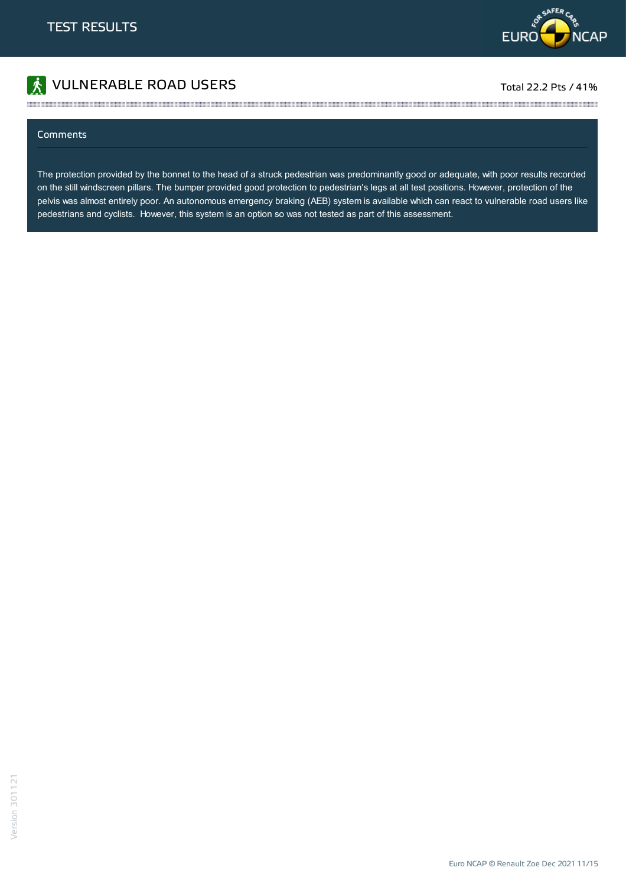# VULNERABLE ROAD USERS

Total 22.2 Pts / 41%

## Comments

The protection provided by the bonnet to the head of a struck pedestrian was predominantly good or adequate, with poor results recorded on the still windscreen pillars. The bumper provided good protection to pedestrian's legs at all test positions. However, protection of the pelvis was almost entirely poor. An autonomous emergency braking (AEB) system is available which can react to vulnerable road users like pedestrians and cyclists. However, this system is an option so was not tested as part of this assessment.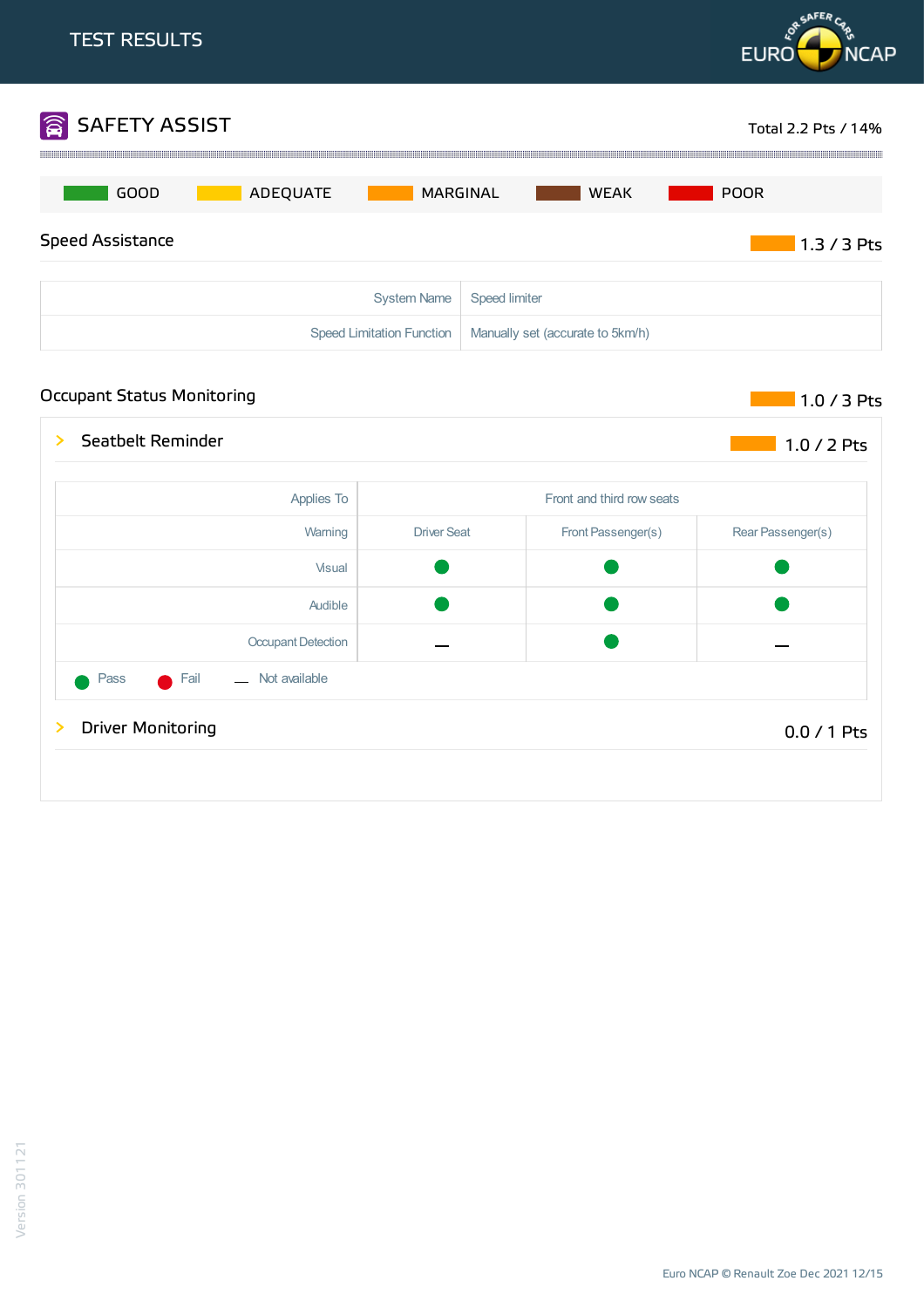# TEST RESULTS

## SAFETY ASSIST

Total 2.2 Pts / 14%

GOOD | ADEQUATE | MARGINAL | WEAK | POOR

### Speed Assistance

1.3 / 3 Pts

| | |
|---|---|
| System Name | Speed limiter |
| Speed Limitation Function | Manually set (accurate to 5km/h) |

### Occupant Status Monitoring

1.0 / 3 Pts

#### Seatbelt Reminder

1.0 / 2 Pts

| Applies To | Front and third row seats | | |
|---|---|---|---|
| Warning | Driver Seat | Front Passenger(s) | Rear Passenger(s) |
| Visual | Pass | Pass | Pass |
| Audible | Pass | Pass | Pass |
| Occupant Detection | Not available | Pass | Not available |

Pass | Fail | Not available

#### Driver Monitoring

0.0 / 1 Pts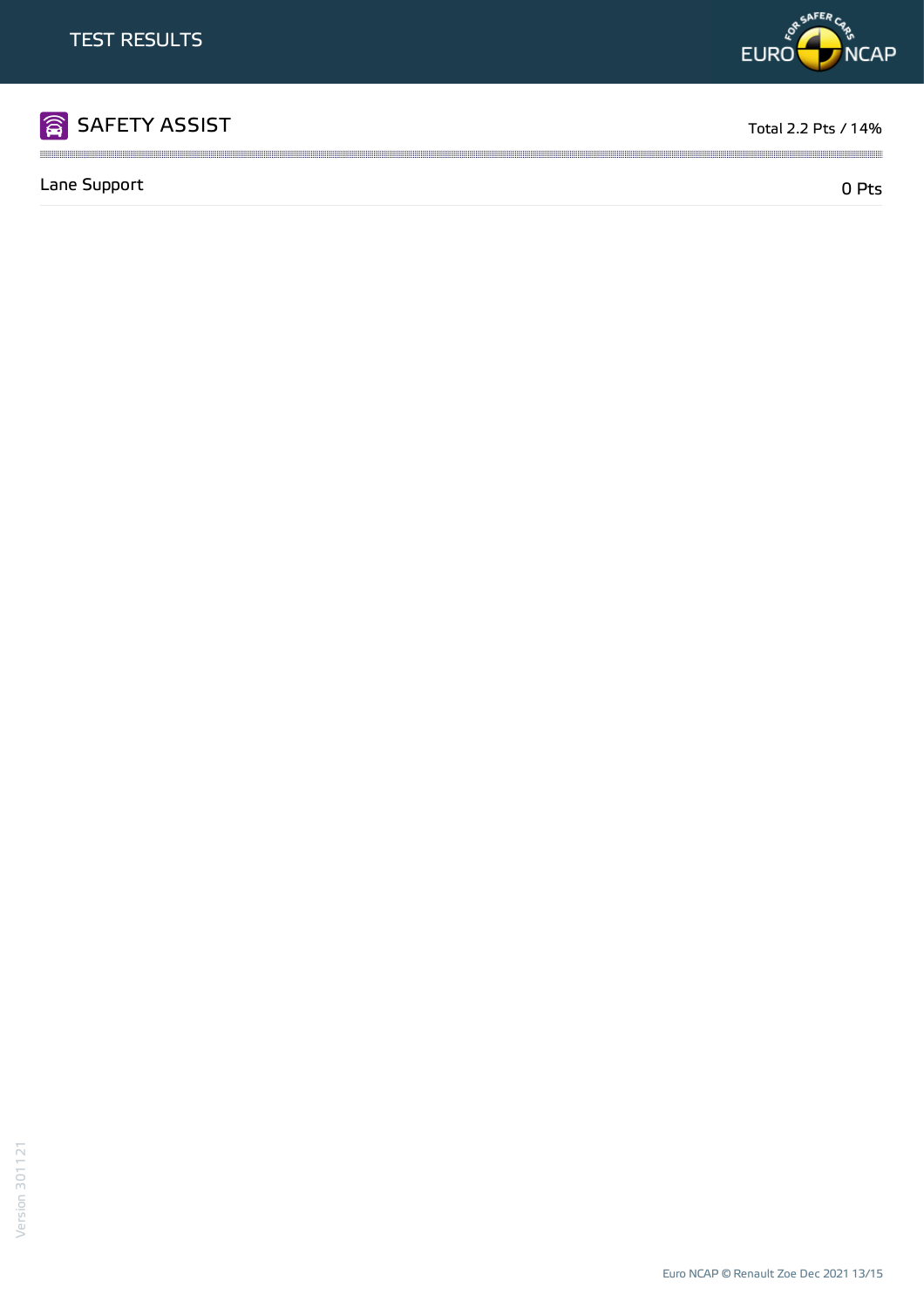# TEST RESULTS

## SAFETY ASSIST

Total 2.2 Pts / 14%

| Lane Support | 0 Pts |
|---|---|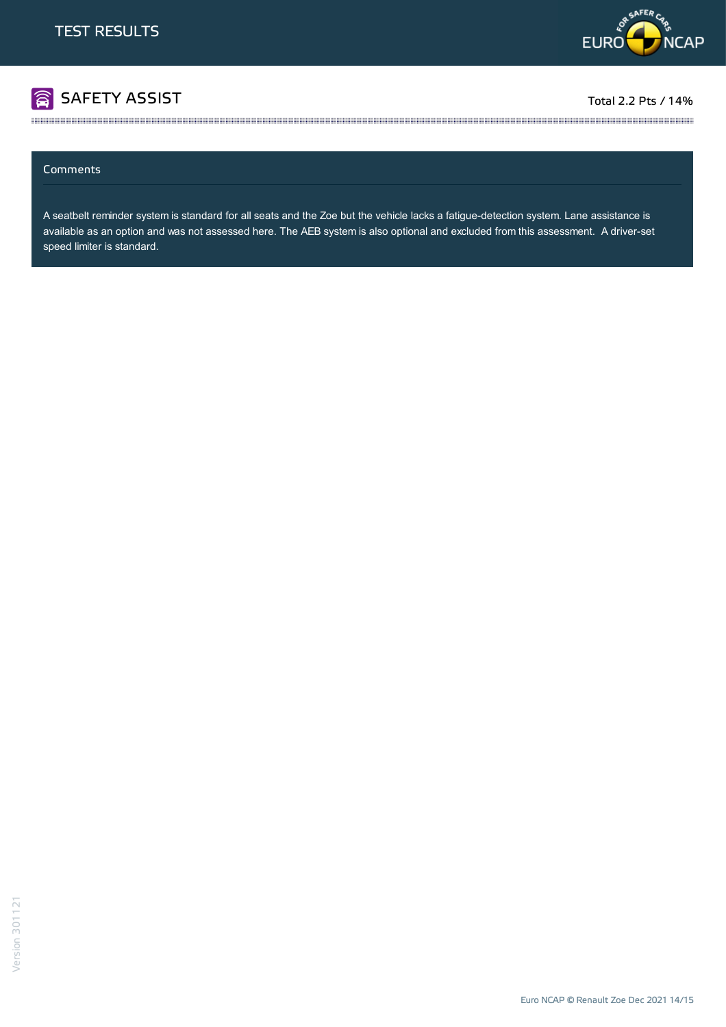# TEST RESULTS

## SAFETY ASSIST

Total 2.2 Pts / 14%

### Comments

A seatbelt reminder system is standard for all seats and the Zoe but the vehicle lacks a fatigue-detection system. Lane assistance is available as an option and was not assessed here. The AEB system is also optional and excluded from this assessment. A driver-set speed limiter is standard.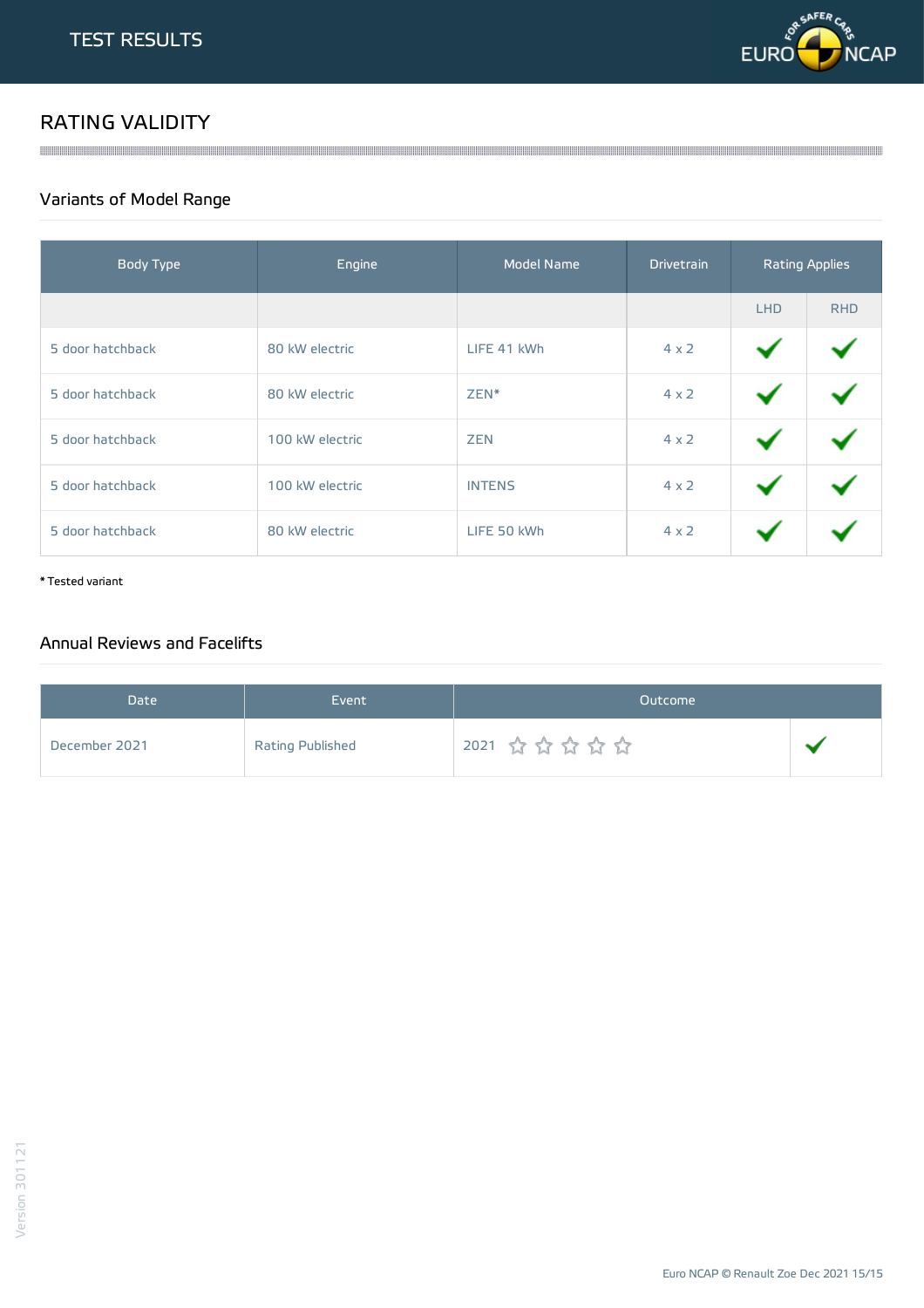TEST RESULTS

# RATING VALIDITY

## Variants of Model Range

| Body Type | Engine | Model Name | Drivetrain | Rating Applies | |
|---|---|---|---|---|---|
| | | | | LHD | RHD |
| 5 door hatchback | 80 kW electric | LIFE 41 kWh | 4 x 2 | ✓ | ✓ |
| 5 door hatchback | 80 kW electric | ZEN* | 4 x 2 | ✓ | ✓ |
| 5 door hatchback | 100 kW electric | ZEN | 4 x 2 | ✓ | ✓ |
| 5 door hatchback | 100 kW electric | INTENS | 4 x 2 | ✓ | ✓ |
| 5 door hatchback | 80 kW electric | LIFE 50 kWh | 4 x 2 | ✓ | ✓ |

* Tested variant

## Annual Reviews and Facelifts

| Date | Event | Outcome | |
|---|---|---|---|
| December 2021 | Rating Published | 2021 ☆☆☆☆☆ | ✓ |

Version 301121